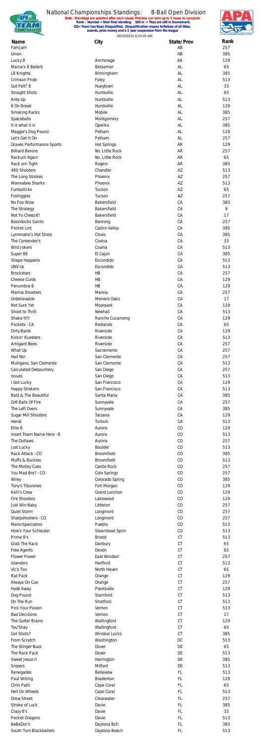# National Championships Standings: 8-Ball Open Division

**Note : Standings are updated after each round. Matches can take up to 5 hours to complete.**
**Rank : Number = their final standing. Still In = They are still in tournament.**
**DQ= Team has Been Disqualified. Disqualification means forfeiture of all titles, awards, prize money and a 2 year suspension from the league**

09/10/2015 8:24:05 AM

| Name | City | State/Prov | Rank |
|---|---|---|---|
| FamJam | | AB | 257 |
| Union | | AB | 385 |
| Lucky 8 | Anchorage | AK | 129 |
| Mama's 8 Ballers | Bessemer | AL | 65 |
| L8 Knights | Birmingham | AL | 385 |
| Crimson Pride | Foley | AL | 513 |
| Got Felt? 8 | Hueytown | AL | 33 |
| Straight Shots | Huntsville | AL | 65 |
| Ante Up | Huntsville | AL | 513 |
| 8 On Break | Huntsville | AL | 129 |
| Smoking Racks | Mobile | AL | 385 |
| Spaceballs | Montgomery | AL | 257 |
| It is what it is | Opelika | AL | 385 |
| Maggie's Dog Pound | Pelham | AL | 129 |
| Let's Get It On | Pelham | AL | 257 |
| Graves Performance Sports | Hot Springs | AR | 129 |
| Billiard Barons | No. Little Rock | AR | 257 |
| Rackum Again | No. Little Rock | AR | 65 |
| Rack em Tight | Rogers | AR | 385 |
| 480 Shooters | Chandler | AZ | 513 |
| The Long Strokes | Phoenix | AZ | 257 |
| Wannabee Sharks | Phoenix | AZ | 513 |
| Funtasticks | Tucson | AZ | 65 |
| Foshiggles | Tucson | AZ | 257 |
| No Pos Wow | Bakersfield | CA | 385 |
| The Strategy | Bakersfield | CA | 9 |
| Not Yo Cheez-E! | Bakersfield | CA | 17 |
| Boondocks Saints | Banning | CA | 257 |
| Pocket Lint | Castro Valley | CA | 385 |
| Lynninator's Hot Shots | Clovis | CA | 385 |
| The Contender's | Covina | CA | 33 |
| Wild Jokers | Covina | CA | 513 |
| Super 88 | El Cajon | CA | 385 |
| Shape Happens | Escondido | CA | 513 |
| UNV Us | Escondido | CA | 513 |
| Brockstars | HB | CA | 257 |
| Cheese Curds | HB | CA | 129 |
| Penumbra 8 | HB | CA | 129 |
| Marina Shooters | Marina | CA | 257 |
| Unbelievable | Meiners Oaks | CA | 17 |
| Not Sure Yet | Moorpark | CA | 129 |
| Shoot to Thrill | Newhall | CA | 513 |
| Shake It!!! | Rancho Cucamong | CA | 129 |
| Pockets - CA | Redlands | CA | 65 |
| Dirty Byrds | Riverside | CA | 129 |
| Kickin' Kuesters | Riverside | CA | 513 |
| Arrogant Bees | Riverside | CA | 257 |
| What Up | Sacramento | CA | 257 |
| Hail No! | San Clemente | CA | 257 |
| Mulligans, San Clemente | San Clemente | CA | 513 |
| Calculated Debauchery | San Diego | CA | 257 |
| Issues | San Diego | CA | 513 |
| I Got Lucky | San Francisco | CA | 129 |
| Happy Strokers | San Francisco | CA | 513 |
| Bald & The Beautiful | Santa Maria | CA | 385 |
| Gr8 Balls Of Fire | Sunnyvale | CA | 257 |
| The Left Overs | Sunnyvale | CA | 385 |
| Sugar Mill Shooters | Tarzana | CA | 129 |
| Hendi | Turlock | CA | 513 |
| Elite 8 | Aurora | CO | 129 |
| Insert Team Name Here - 8 | Aurora | CO | 513 |
| The Outlaws | Aurora | CO | 257 |
| Just Lucky | Boulder | CO | 513 |
| Rack Attack - CO | Broomfield | CO | 385 |
| Muffs & Buckles | Broomfield | CO | 513 |
| The Motley Cues | Castle Rock | CO | 257 |
| You Mad Bro? - CO | Colo Springs | CO | 257 |
| Wiley | Colorado Spring | CO | 385 |
| Tony's Tiburones | Fort Morgan | CO | 129 |
| Kelli's Crew | Grand Junction | CO | 129 |
| Fire Shooters | Lakewood | CO | 129 |
| Just Win Baby | Littleton | CO | 257 |
| Quiet Storm | Longmont | CO | 257 |
| Sharpshooters - CO | Longmont | CO | 257 |
| Mario-Spectators | Pueblo | CO | 513 |
| How's Your Schleuter | Steamboat Sprin | CO | 513 |
| Prime 8's | Bristol | CT | 513 |
| Grab The Rack | Danbury | CT | 65 |
| Free Agents | Devon | CT | 65 |
| Flower Power | East Windsor | CT | 257 |
| Islanders | Hartford | CT | 513 |
| Vic's Too | North Haven | CT | 65 |
| Rat Pack | Orange | CT | 129 |
| Always On Cue | Orange | CT | 257 |
| Hyde Away | Plantsville | CT | 129 |
| Dog Pound | Stamford | CT | 513 |
| On The Run | Stratford | CT | 513 |
| Pick Your Poison | Vernon | CT | 513 |
| Bad Decisions | Vernon | CT | 17 |
| The Gutter Brains | Wallingford | CT | 129 |
| Tou'Shay | Wallingford | CT | 65 |
| Got Shots? | Windsor Locks | CT | 385 |
| From Scratch | Washington | DC | 513 |
| The Stinger Buzz | Dover | DE | 65 |
| The Rack Pack | Dover | DE | 513 |
| Sweet Jesus II | Harrington | DE | 385 |
| Snipers | Milford | DE | 513 |
| Renegades | Belleview | FL | 513 |
| Paul Willing | Bradenton | FL | 129 |
| Chris Patti | Cape Coral | FL | 65 |
| Hell On Wheels | Cape Coral | FL | 513 |
| Drew Street | Clearwater | FL | 257 |
| Stroke of Luck | Davie | FL | 385 |
| Crazy 8's | Davie | FL | 33 |
| Pocket Dragons | Davie | FL | 513 |
| BeBeDor's | Daytona Bch | FL | 385 |
| South Turn Blackballers | Daytona Beach | FL | 513 |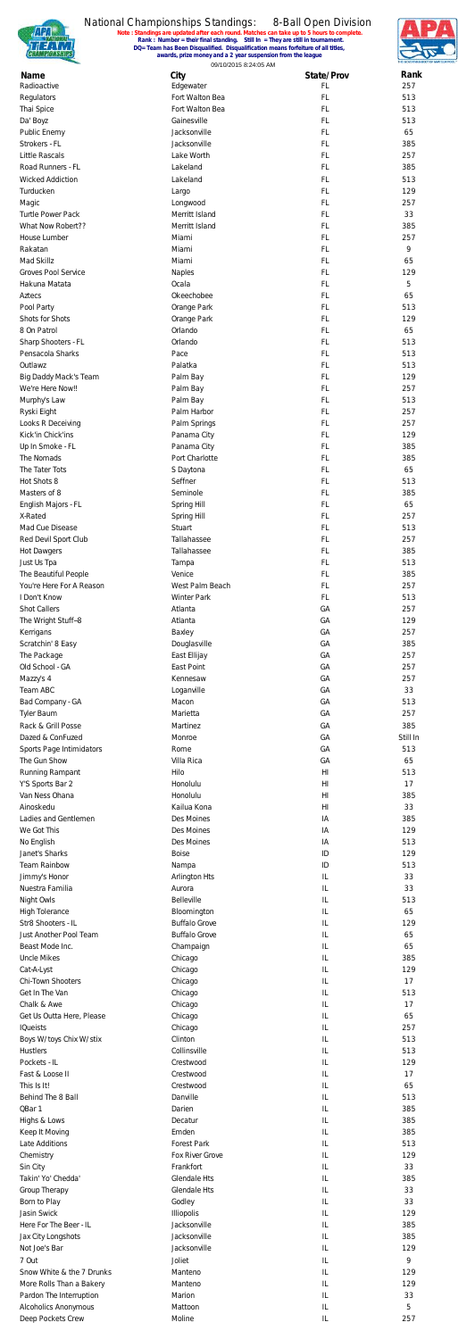# National Championships Standings: 8-Ball Open Division

**Note : Standings are updated after each round. Matches can take up to 5 hours to complete.**
**Rank : Number = their final standing. Still In = They are still in tournament.**
**DQ= Team has Been Disqualified. Disqualification means forfeiture of all titles, awards, prize money and a 2 year suspension from the league**

09/10/2015 8:24:05 AM

| Name | City | State/Prov | Rank |
|---|---|---|---|
| Radioactive | Edgewater | FL | 257 |
| Regulators | Fort Walton Bea | FL | 513 |
| Thai Spice | Fort Walton Bea | FL | 513 |
| Da' Boyz | Gainesville | FL | 513 |
| Public Enemy | Jacksonville | FL | 65 |
| Strokers - FL | Jacksonville | FL | 385 |
| Little Rascals | Lake Worth | FL | 257 |
| Road Runners - FL | Lakeland | FL | 385 |
| Wicked Addiction | Lakeland | FL | 513 |
| Turducken | Largo | FL | 129 |
| Magic | Longwood | FL | 257 |
| Turtle Power Pack | Merritt Island | FL | 33 |
| What Now Robert?? | Merritt Island | FL | 385 |
| House Lumber | Miami | FL | 257 |
| Rakatan | Miami | FL | 9 |
| Mad Skillz | Miami | FL | 65 |
| Groves Pool Service | Naples | FL | 129 |
| Hakuna Matata | Ocala | FL | 5 |
| Aztecs | Okeechobee | FL | 65 |
| Pool Party | Orange Park | FL | 513 |
| Shots for Shots | Orange Park | FL | 129 |
| 8 On Patrol | Orlando | FL | 65 |
| Sharp Shooters - FL | Orlando | FL | 513 |
| Pensacola Sharks | Pace | FL | 513 |
| Outlawz | Palatka | FL | 513 |
| Big Daddy Mack's Team | Palm Bay | FL | 129 |
| We're Here Now!! | Palm Bay | FL | 257 |
| Murphy's Law | Palm Bay | FL | 513 |
| Ryski Eight | Palm Harbor | FL | 257 |
| Looks R Deceiving | Palm Springs | FL | 257 |
| Kick'in Chick'ins | Panama City | FL | 129 |
| Up In Smoke - FL | Panama City | FL | 385 |
| The Nomads | Port Charlotte | FL | 385 |
| The Tater Tots | S Daytona | FL | 65 |
| Hot Shots 8 | Seffner | FL | 513 |
| Masters of 8 | Seminole | FL | 385 |
| English Majors - FL | Spring Hill | FL | 65 |
| X-Rated | Spring Hill | FL | 257 |
| Mad Cue Disease | Stuart | FL | 513 |
| Red Devil Sport Club | Tallahassee | FL | 257 |
| Hot Dawgers | Tallahassee | FL | 385 |
| Just Us Tpa | Tampa | FL | 513 |
| The Beautiful People | Venice | FL | 385 |
| You're Here For A Reason | West Palm Beach | FL | 257 |
| I Don't Know | Winter Park | FL | 513 |
| Shot Callers | Atlanta | GA | 257 |
| The Wright Stuff--8 | Atlanta | GA | 129 |
| Kerrigans | Baxley | GA | 257 |
| Scratchin' 8 Easy | Douglasville | GA | 385 |
| The Package | East Ellijay | GA | 257 |
| Old School - GA | East Point | GA | 257 |
| Mazzy's 4 | Kennesaw | GA | 257 |
| Team ABC | Loganville | GA | 33 |
| Bad Company - GA | Macon | GA | 513 |
| Tyler Baum | Marietta | GA | 257 |
| Rack & Grill Posse | Martinez | GA | 385 |
| Dazed & ConFuzed | Monroe | GA | Still In |
| Sports Page Intimidators | Rome | GA | 513 |
| The Gun Show | Villa Rica | GA | 65 |
| Running Rampant | Hilo | HI | 513 |
| Y'S Sports Bar 2 | Honolulu | HI | 17 |
| Van Ness Ohana | Honolulu | HI | 385 |
| Ainoskedu | Kailua Kona | HI | 33 |
| Ladies and Gentlemen | Des Moines | IA | 385 |
| We Got This | Des Moines | IA | 129 |
| No English | Des Moines | IA | 513 |
| Janet's Sharks | Boise | ID | 129 |
| Team Rainbow | Nampa | ID | 513 |
| Jimmy's Honor | Arlington Hts | IL | 33 |
| Nuestra Familia | Aurora | IL | 33 |
| Night Owls | Belleville | IL | 513 |
| High Tolerance | Bloomington | IL | 65 |
| Str8 Shooters - IL | Buffalo Grove | IL | 129 |
| Just Another Pool Team | Buffalo Grove | IL | 65 |
| Beast Mode Inc. | Champaign | IL | 65 |
| Uncle Mikes | Chicago | IL | 385 |
| Cat-A-Lyst | Chicago | IL | 129 |
| Chi-Town Shooters | Chicago | IL | 17 |
| Get In The Van | Chicago | IL | 513 |
| Chalk & Awe | Chicago | IL | 17 |
| Get Us Outta Here, Please | Chicago | IL | 65 |
| IQueists | Chicago | IL | 257 |
| Boys W/toys Chix W/stix | Clinton | IL | 513 |
| Hustlers | Collinsville | IL | 513 |
| Pockets - IL | Crestwood | IL | 129 |
| Fast & Loose II | Crestwood | IL | 17 |
| This Is It! | Crestwood | IL | 65 |
| Behind The 8 Ball | Danville | IL | 513 |
| QBar 1 | Darien | IL | 385 |
| Highs & Lows | Decatur | IL | 385 |
| Keep It Moving | Emden | IL | 385 |
| Late Additions | Forest Park | IL | 513 |
| Chemistry | Fox River Grove | IL | 129 |
| Sin City | Frankfort | IL | 33 |
| Takin' Yo' Chedda' | Glendale Hts | IL | 385 |
| Group Therapy | Glendale Hts | IL | 33 |
| Born to Play | Godley | IL | 33 |
| Jasin Swick | Illiopolis | IL | 129 |
| Here For The Beer - IL | Jacksonville | IL | 385 |
| Jax City Longshots | Jacksonville | IL | 385 |
| Not Joe's Bar | Jacksonville | IL | 129 |
| 7 Out | Joliet | IL | 9 |
| Snow White & the 7 Drunks | Manteno | IL | 129 |
| More Rolls Than a Bakery | Manteno | IL | 129 |
| Pardon The Interruption | Marion | IL | 33 |
| Alcoholics Anonymous | Mattoon | IL | 5 |
| Deep Pockets Crew | Moline | IL | 257 |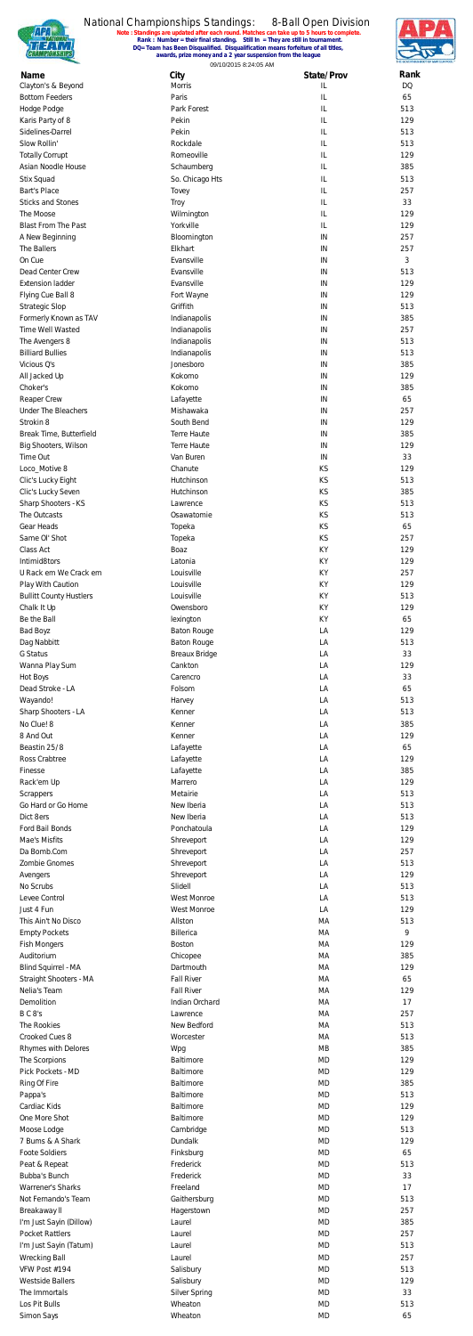# National Championships Standings: 8-Ball Open Division

**Note : Standings are updated after each round. Matches can take up to 5 hours to complete.**
**Rank : Number = their final standing. Still In = They are still in tournament.**
**DQ= Team has Been Disqualified. Disqualification means forfeiture of all titles, awards, prize money and a 2 year suspension from the league**

09/10/2015 8:24:05 AM

| Name | City | State/Prov | Rank |
|---|---|---|---|
| Clayton's & Beyond | Morris | IL | DQ |
| Bottom Feeders | Paris | IL | 65 |
| Hodge Podge | Park Forest | IL | 513 |
| Karis Party of 8 | Pekin | IL | 129 |
| Sidelines-Darrel | Pekin | IL | 513 |
| Slow Rollin' | Rockdale | IL | 513 |
| Totally Corrupt | Romeoville | IL | 129 |
| Asian Noodle House | Schaumberg | IL | 385 |
| Stix Squad | So. Chicago Hts | IL | 513 |
| Bart's Place | Tovey | IL | 257 |
| Sticks and Stones | Troy | IL | 33 |
| The Moose | Wilmington | IL | 129 |
| Blast From The Past | Yorkville | IL | 129 |
| A New Beginning | Bloomington | IN | 257 |
| The Ballers | Elkhart | IN | 257 |
| On Cue | Evansville | IN | 3 |
| Dead Center Crew | Evansville | IN | 513 |
| Extension ladder | Evansville | IN | 129 |
| Flying Cue Ball 8 | Fort Wayne | IN | 129 |
| Strategic Slop | Griffith | IN | 513 |
| Formerly Known as TAV | Indianapolis | IN | 385 |
| Time Well Wasted | Indianapolis | IN | 257 |
| The Avengers 8 | Indianapolis | IN | 513 |
| Billiard Bullies | Indianapolis | IN | 513 |
| Vicious Q's | Jonesboro | IN | 385 |
| All Jacked Up | Kokomo | IN | 129 |
| Choker's | Kokomo | IN | 385 |
| Reaper Crew | Lafayette | IN | 65 |
| Under The Bleachers | Mishawaka | IN | 257 |
| Strokin 8 | South Bend | IN | 129 |
| Break Time, Butterfield | Terre Haute | IN | 385 |
| Big Shooters, Wilson | Terre Haute | IN | 129 |
| Time Out | Van Buren | IN | 33 |
| Loco_Motive 8 | Chanute | KS | 129 |
| Clic's Lucky Eight | Hutchinson | KS | 513 |
| Clic's Lucky Seven | Hutchinson | KS | 385 |
| Sharp Shooters - KS | Lawrence | KS | 513 |
| The Outcasts | Osawatomie | KS | 513 |
| Gear Heads | Topeka | KS | 65 |
| Same Ol' Shot | Topeka | KS | 257 |
| Class Act | Boaz | KY | 129 |
| Intimid8tors | Latonia | KY | 129 |
| U Rack em We Crack em | Louisville | KY | 257 |
| Play With Caution | Louisville | KY | 129 |
| Bullitt County Hustlers | Louisville | KY | 513 |
| Chalk It Up | Owensboro | KY | 129 |
| Be the Ball | lexington | KY | 65 |
| Bad Boyz | Baton Rouge | LA | 129 |
| Dag Nabbitt | Baton Rouge | LA | 513 |
| G Status | Breaux Bridge | LA | 33 |
| Wanna Play Sum | Cankton | LA | 129 |
| Hot Boys | Carencro | LA | 33 |
| Dead Stroke - LA | Folsom | LA | 65 |
| Wayando! | Harvey | LA | 513 |
| Sharp Shooters - LA | Kenner | LA | 513 |
| No Clue! 8 | Kenner | LA | 385 |
| 8 And Out | Kenner | LA | 129 |
| Beastin 25/8 | Lafayette | LA | 65 |
| Ross Crabtree | Lafayette | LA | 129 |
| Finesse | Lafayette | LA | 385 |
| Rack'em Up | Marrero | LA | 129 |
| Scrappers | Metairie | LA | 513 |
| Go Hard or Go Home | New Iberia | LA | 513 |
| Dict 8ers | New Iberia | LA | 513 |
| Ford Bail Bonds | Ponchatoula | LA | 129 |
| Mae's Misfits | Shreveport | LA | 129 |
| Da Bomb.Com | Shreveport | LA | 257 |
| Zombie Gnomes | Shreveport | LA | 513 |
| Avengers | Shreveport | LA | 129 |
| No Scrubs | Slidell | LA | 513 |
| Levee Control | West Monroe | LA | 513 |
| Just 4 Fun | West Monroe | LA | 129 |
| This Ain't No Disco | Allston | MA | 513 |
| Empty Pockets | Billerica | MA | 9 |
| Fish Mongers | Boston | MA | 129 |
| Auditorium | Chicopee | MA | 385 |
| Blind Squirrel - MA | Dartmouth | MA | 129 |
| Straight Shooters - MA | Fall River | MA | 65 |
| Nelia's Team | Fall River | MA | 129 |
| Demolition | Indian Orchard | MA | 17 |
| B C 8's | Lawrence | MA | 257 |
| The Rookies | New Bedford | MA | 513 |
| Crooked Cues 8 | Worcester | MA | 513 |
| Rhymes with Delores | Wpg | MB | 385 |
| The Scorpions | Baltimore | MD | 129 |
| Pick Pockets - MD | Baltimore | MD | 129 |
| Ring Of Fire | Baltimore | MD | 385 |
| Pappa's | Baltimore | MD | 513 |
| Cardiac Kids | Baltimore | MD | 129 |
| One More Shot | Baltimore | MD | 129 |
| Moose Lodge | Cambridge | MD | 513 |
| 7 Bums & A Shark | Dundalk | MD | 129 |
| Foote Soldiers | Finksburg | MD | 65 |
| Peat & Repeat | Frederick | MD | 513 |
| Bubba's Bunch | Frederick | MD | 33 |
| Warrener's Sharks | Freeland | MD | 17 |
| Not Fernando's Team | Gaithersburg | MD | 513 |
| Breakaway II | Hagerstown | MD | 257 |
| I'm Just Sayin (Dillow) | Laurel | MD | 385 |
| Pocket Rattlers | Laurel | MD | 257 |
| I'm Just Sayin (Tatum) | Laurel | MD | 513 |
| Wrecking Ball | Laurel | MD | 257 |
| VFW Post #194 | Salisbury | MD | 513 |
| Westside Ballers | Salisbury | MD | 129 |
| The Immortals | Silver Spring | MD | 33 |
| Los Pit Bulls | Wheaton | MD | 513 |
| Simon Says | Wheaton | MD | 65 |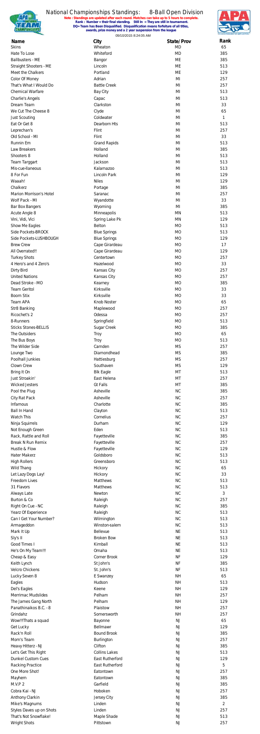# National Championships Standings: 8-Ball Open Division

**Note : Standings are updated after each round. Matches can take up to 5 hours to complete.**
**Rank : Number = their final standing. Still In = They are still in tournament.**
**DQ= Team has Been Disqualified. Disqualification means forfeiture of all titles, awards, prize money and a 2 year suspension from the league**

09/10/2015 8:24:05 AM

| Name | City | State/Prov | Rank |
|---|---|---|---|
| Skins | Wheaton | MD | 65 |
| Hate To Lose | Whiteford | MD | 385 |
| Ballbusters - ME | Bangor | ME | 385 |
| Straight Shooters - ME | Lincoln | ME | 513 |
| Meet the Chalkers | Portland | ME | 129 |
| Color Of Money | Adrian | MI | 257 |
| That's What I Would Do | Battle Creek | MI | 257 |
| Chemical Warfare | Bay City | MI | 513 |
| Charlie's Angels | Capac | MI | 513 |
| Dream Team | Clarkston | MI | 33 |
| We Cut The Cheese 8 | Clyde | MI | 65 |
| Just Scouting | Coldwater | MI | 1 |
| Eat Or Get 8 | Dearborn Hts | MI | 513 |
| Leprechan's | Flint | MI | 257 |
| Old School - MI | Flint | MI | 33 |
| Runnin Em | Grand Rapids | MI | 513 |
| Law Breakers | Holland | MI | 385 |
| Shooters 8 | Holland | MI | 513 |
| Team Targgart | Jackson | MI | 513 |
| Mis-cue-llaneous | Kalamazoo | MI | 513 |
| 8 For Fun | Lincoln Park | MI | 129 |
| Waaah! | Niles | MI | 129 |
| Chalkerz | Portage | MI | 385 |
| Marion Morrison's Hotel | Saranac | MI | 257 |
| Wolf Pack - MI | Wyandotte | MI | 33 |
| Bar Box Bangers | Wyoming | MI | 385 |
| Acute Angle 8 | Minneapolis | MN | 513 |
| Vini, Vidi, Vici | Spring Lake Pk | MN | 129 |
| Show Me Eagles | Belton | MO | 513 |
| Side Pockets-BROCK | Blue Springs | MO | 513 |
| Side Pockets-LUSHBOUGH | Blue Springs | MO | 129 |
| Brew Crew | Cape Girardeau | MO | 17 |
| All Overrated!! | Cape Girardeau | MO | 129 |
| Turkey Shots | Centertown | MO | 257 |
| 4 Hero's and 4 Zero's | Hazelwood | MO | 33 |
| Dirty Bird | Kansas City | MO | 257 |
| United Nations | Kansas City | MO | 257 |
| Dead Stroke - MO | Kearney | MO | 385 |
| Team Geritol | Kirksville | MO | 33 |
| Boom Stix | Kirksville | MO | 33 |
| Team APA | Knob Noster | MO | 65 |
| Str8 Banking | Maplewood | MO | 257 |
| Ricochet's 2 | Odessa | MO | 257 |
| 8-Runners | Springfield | MO | 513 |
| Sticks Stones-BELLIS | Sugar Creek | MO | 385 |
| The Outsiders | Troy | MO | 65 |
| The Bus Boys | Troy | MO | 513 |
| The Wilder Side | Camden | MS | 257 |
| Lounge Two | Diamondhead | MS | 385 |
| Poolhall Junkies | Hattiesburg | MS | 257 |
| Clown Crew | Southaven | MS | 129 |
| Bring It On | Blk Eagle | MT | 513 |
| Just Stroakin' | East Helena | MT | 257 |
| Wicked Jesters | Gt Falls | MT | 385 |
| Pool the Plug | Asheville | NC | 385 |
| City Rat Pack | Asheville | NC | 257 |
| Infamous | Charlotte | NC | 385 |
| Ball In Hand | Clayton | NC | 513 |
| Watch This | Cornelius | NC | 257 |
| Ninja Squirrels | Durham | NC | 129 |
| Not Enough Green | Eden | NC | 513 |
| Rack, Rattle and Roll | Fayetteville | NC | 385 |
| Break N Run Remix | Fayetteville | NC | 257 |
| Hustle & Flow | Fayetteville | NC | 129 |
| Hater Makerz | Goldsboro | NC | 513 |
| High Rollers | Greensboro | NC | 513 |
| Wild Thang | Hickory | NC | 65 |
| Let Lazy Dogs Lay! | Hickory | NC | 33 |
| Freedom Lives | Matthews | NC | 513 |
| 31 Flavors | Matthews | NC | 513 |
| Always Late | Newton | NC | 3 |
| Burton & Co | Raleigh | NC | 257 |
| Right On Cue - NC | Raleigh | NC | 385 |
| Yearz Of Experience | Raleigh | NC | 513 |
| Can I Get Your Number? | Wilmington | NC | 513 |
| Armageddon | Winston-salem | NC | 513 |
| Mark It Up | Bellevue | NE | 513 |
| Sly's II | Broken Bow | NE | 513 |
| Good Times I | Kimball | NE | 513 |
| He's On My Team!!! | Omaha | NE | 513 |
| Cheap & Easy | Corner Brook | NF | 129 |
| Keith Lynch | St John's | NF | 385 |
| Velcro Chickens | St. John's | NF | 513 |
| Lucky Seven 8 | E Swanzey | NH | 65 |
| Eagles | Hudson | NH | 513 |
| Del's Eagles | Keene | NH | 129 |
| Merrimac Mudslides | Pelham | NH | 129 |
| The James Gang North | Pelham | NH | 129 |
| Panathinaikos B.C. - 8 | Plaistow | NH | 257 |
| Grindahz | Somersworth | NH | 257 |
| Wow!!!Thats a squad | Bayonne | NJ | 65 |
| Get Lucky | Bellmawr | NJ | 129 |
| Rack'n Roll | Bound Brook | NJ | 385 |
| Mom's Team | Burlington | NJ | 257 |
| Heavy Hitterz - NJ | Clifton | NJ | 385 |
| Let's Get This Right | Collins Lakes | NJ | 513 |
| Dunkel Custom Cues | East Rutherford | NJ | 129 |
| Racking Practice | East Rutherford | NJ | 5 |
| One More Shot! | Eatontown | NJ | 257 |
| Mayhem | Eatontown | NJ | 385 |
| M.V.P 2 | Garfield | NJ | 385 |
| Cobra Kai - NJ | Hoboken | NJ | 257 |
| Anthony Clarkin | Jersey City | NJ | 385 |
| Mike's Magnums | Linden | NJ | 2 |
| Styles Daves up on Shots | Linden | NJ | 257 |
| That's Not Snowflake! | Maple Shade | NJ | 513 |
| Wright Shots | Pittstown | NJ | 257 |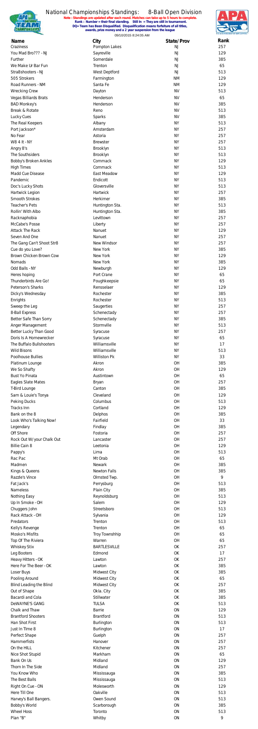# National Championships Standings: 8-Ball Open Division

**Note : Standings are updated after each round. Matches can take up to 5 hours to complete.**
**Rank : Number = their final standing. Still In = They are still in tournament.**
**DQ= Team has Been Disqualified. Disqualification means forfeiture of all titles, awards, prize money and a 2 year suspension from the league**

09/10/2015 8:24:05 AM

| Name | City | State/Prov | Rank |
|---|---|---|---|
| Craziness | Pompton Lakes | NJ | 257 |
| You Mad Bro??? - NJ | Sayreville | NJ | 129 |
| Further | Somerdale | NJ | 385 |
| We Make Ur Bar Fun | Trenton | NJ | 65 |
| Stra8shooters - NJ | West Deptford | NJ | 513 |
| 505 Strokers | Farmington | NM | 129 |
| Road Runners - NM | Santa Fe | NM | 129 |
| Wrecking Crew | Dayton | NV | 513 |
| Vegas Billiards Brats | Henderson | NV | 65 |
| BAD Monkey's | Henderson | NV | 385 |
| Break & Rotate | Reno | NV | 513 |
| Lucky Cues | Sparks | NV | 385 |
| The Real Keepers | Albany | NY | 513 |
| Port Jackson* | Amsterdam | NY | 257 |
| No Fear | Astoria | NY | 257 |
| W8 4 It - NY | Brewster | NY | 257 |
| Angry 8's | Brooklyn | NY | 513 |
| The Southsiders | Brooklyn | NY | 513 |
| Bobby's Broken Ankles | Commack | NY | 129 |
| High Times | Commack | NY | 513 |
| Madd Cue Disease | East Meadow | NY | 129 |
| Pandemic | Endicott | NY | 513 |
| Doc's Lucky Shots | Gloversville | NY | 513 |
| Hartwick Legion | Hartwick | NY | 257 |
| Smooth Strokes | Herkimer | NY | 385 |
| Teacher's Pets | Huntington Sta. | NY | 513 |
| Rollin' With Albo | Huntington Sta. | NY | 385 |
| Racknaphobia | Levittown | NY | 257 |
| McCabe's Posse | Liberty | NY | 257 |
| Attack The Rack | Nanuet | NY | 129 |
| Seven And One | Nanuet | NY | 257 |
| The Gang Can't Shoot Str8 | New Windsor | NY | 257 |
| Cue do you Love? | New York | NY | 385 |
| Brown Chicken Brown Cow | New York | NY | 129 |
| Nomads | New York | NY | 385 |
| Odd Balls - NY | Newburgh | NY | 129 |
| Heres hoping | Port Crane | NY | 65 |
| Thunderbirds Are Go! | Poughkeepsie | NY | 65 |
| Peterson's Sharks | Rensselaer | NY | 129 |
| Dicky's Wednesday | Rochester | NY | 385 |
| Enrights | Rochester | NY | 513 |
| Sweep the Leg | Saugerties | NY | 257 |
| 8-Ball Express | Schenectady | NY | 257 |
| Better Safe Than Sorry | Schenectady | NY | 385 |
| Anger Management | Stormville | NY | 513 |
| Better Lucky Than Good | Syracuse | NY | 257 |
| Doris Is A Homewrecker | Syracuse | NY | 65 |
| The Buffalo Bullshooters | Williamsville | NY | 17 |
| Wild Bisons | Williamsville | NY | 513 |
| Poolhouse Bullies | Williston Pk | NY | 33 |
| Platinum Lounge | Akron | OH | 385 |
| We So Shafty | Akron | OH | 129 |
| Bust Yo Pinata | Austintown | OH | 65 |
| Eagles Slate Mates | Bryan | OH | 257 |
| T-Bird Lounge | Canton | OH | 385 |
| Sam & Louie's Tonya | Cleveland | OH | 129 |
| Peking Ducks | Columbus | OH | 513 |
| Tracks Inn | Cortland | OH | 129 |
| Bank on the 8 | Delphos | OH | 385 |
| Look Who's Talking Now! | Fairfield | OH | 33 |
| Legendary | Findlay | OH | 385 |
| Off Shore | Fostoria | OH | 257 |
| Rock Out W/your Chalk Out | Lancaster | OH | 257 |
| Billie Cain 8 | Leetonia | OH | 129 |
| Pappy's | Lima | OH | 513 |
| Rac Pac | Mt Orab | OH | 65 |
| Madmen | Newark | OH | 385 |
| Kings & Queens | Newton Falls | OH | 385 |
| Razzle's Vince | Olmsted Twp. | OH | 9 |
| Fat Jack's | Perrysburg | OH | 513 |
| Nameless | Plain City | OH | 385 |
| Nothing Easy | Reynoldsburg | OH | 513 |
| Up In Smoke - OH | Salem | OH | 129 |
| Chuggers John | Streetsboro | OH | 513 |
| Rack Attack - OH | Sylvania | OH | 129 |
| Predators | Trenton | OH | 513 |
| Kelly's Revenge | Trenton | OH | 65 |
| Mosko's Misfits | Troy Township | OH | 65 |
| Top Of The Riviera | Warren | OH | 65 |
| Whiskey Stix | BARTLESVILLE | OK | 257 |
| Leg Booters | Edmond | OK | 17 |
| Heavy Hitters - OK | Lawton | OK | 257 |
| Here For The Beer - OK | Lawton | OK | 385 |
| Loser Buys | Midwest City | OK | 385 |
| Pooling Around | Midwest City | OK | 65 |
| Blind Leading the Blind | Midwest City | OK | 257 |
| Out of Shape | Okla. City | OK | 385 |
| Bacardi and Cola | Stillwater | OK | 385 |
| DeWAYNE'S GANG | TULSA | OK | 513 |
| Chalk and Thaw | Barrie | ON | 129 |
| Brantford Shooters | Brantford | ON | 513 |
| Han Shot First | Burlington | ON | 513 |
| Just In Time 8 | Burlington | ON | 17 |
| Perfect Shape | Guelph | ON | 257 |
| Hammerfists | Hanover | ON | 257 |
| On the HILL | Kitchener | ON | 257 |
| Nice Shot Stupid | Markham | ON | 65 |
| Bank On Us | Midland | ON | 129 |
| Thorn In The Side | Midland | ON | 257 |
| You Know Who | Mississauga | ON | 385 |
| The Best Balls | Mississauga | ON | 513 |
| Right On Cue - ON | Molesworth | ON | 129 |
| Here Till One | Oakville | ON | 513 |
| Harvey's Ball Bangers. | Owen Sound | ON | 513 |
| Bobby's World | Scarborough | ON | 385 |
| Wheel Hoss | Toronto | ON | 513 |
| Plan "B" | Whitby | ON | 9 |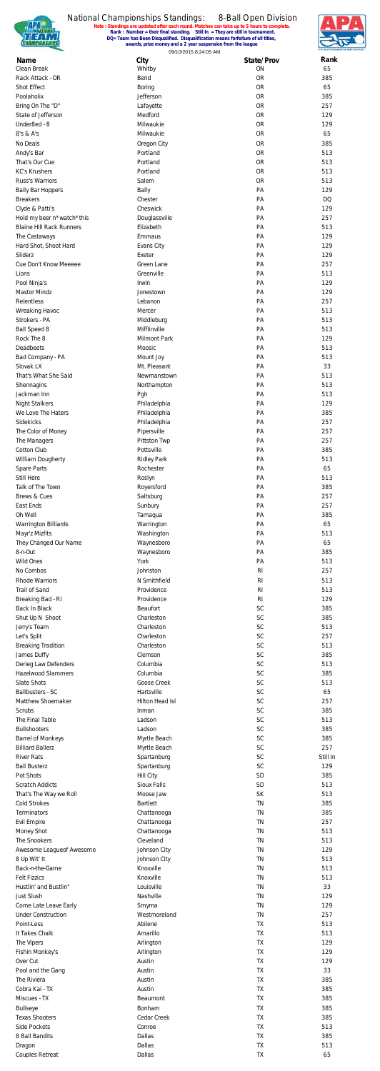# National Championships Standings: 8-Ball Open Division

**Note : Standings are updated after each round. Matches can take up to 5 hours to complete.**
**Rank : Number = their final standing. Still In = They are still in tournament.**
**DQ= Team has Been Disqualified. Disqualification means forfeiture of all titles, awards, prize money and a 2 year suspension from the league**

09/10/2015 8:24:05 AM

| Name | City | State/Prov | Rank |
|---|---|---|---|
| Clean Break | Whitby | ON | 65 |
| Rack Attack - OR | Bend | OR | 385 |
| Shot Effect | Boring | OR | 65 |
| Poolaholix | Jefferson | OR | 385 |
| Bring On The "D" | Lafayette | OR | 257 |
| State of Jefferson | Medford | OR | 129 |
| Under8ed - 8 | Milwaukie | OR | 129 |
| 8's & A's | Milwaukie | OR | 65 |
| No Deals | Oregon City | OR | 385 |
| Andy's Bar | Portland | OR | 513 |
| That's Our Cue | Portland | OR | 513 |
| KC's Krushers | Portland | OR | 513 |
| Russ's Warriors | Salem | OR | 513 |
| Bally Bar Hoppers | Bally | PA | 129 |
| Breakers | Chester | PA | DQ |
| Clyde & Patti's | Cheswick | PA | 129 |
| Hold my beer n* watch* this | Douglassville | PA | 257 |
| Blaine Hill Rack Runners | Elizabeth | PA | 513 |
| The Castaways | Emmaus | PA | 129 |
| Hard Shot, Shoot Hard | Evans City | PA | 129 |
| Sliderz | Exeter | PA | 129 |
| Cue Don't Know Meeeee | Green Lane | PA | 257 |
| Lions | Greenville | PA | 513 |
| Pool Ninja's | Irwin | PA | 129 |
| Mastor Mindz | Jonestown | PA | 129 |
| Relentless | Lebanon | PA | 257 |
| Wreaking Havoc | Mercer | PA | 513 |
| Strokers - PA | Middleburg | PA | 513 |
| Ball Speed 8 | Mifflinville | PA | 513 |
| Rock The 8 | Milmont Park | PA | 129 |
| Deadbeets | Moosic | PA | 513 |
| Bad Company - PA | Mount Joy | PA | 513 |
| Slovak LX | Mt. Pleasant | PA | 33 |
| That's What She Said | Newmanstown | PA | 513 |
| Shennagins | Northampton | PA | 513 |
| Jackman Inn | Pgh | PA | 513 |
| Night Stalkers | Philadelphia | PA | 129 |
| We Love The Haters | Philadelphia | PA | 385 |
| Sidekicks | Philadelphia | PA | 257 |
| The Color of Money | Pipersville | PA | 257 |
| The Managers | Pittston Twp | PA | 257 |
| Cotton Club | Pottsville | PA | 385 |
| William Dougherty | Ridley Park | PA | 513 |
| Spare Parts | Rochester | PA | 65 |
| Still Here | Roslyn | PA | 513 |
| Talk of The Town | Royersford | PA | 385 |
| Brews & Cues | Saltsburg | PA | 257 |
| East Ends | Sunbury | PA | 257 |
| Oh Well | Tamaqua | PA | 385 |
| Warrington Billiards | Warrington | PA | 65 |
| Mayr'z Mizfits | Washington | PA | 513 |
| They Changed Our Name | Waynesboro | PA | 65 |
| 8-n-Out | Waynesboro | PA | 385 |
| Wild Ones | York | PA | 513 |
| No Combos | Johnston | RI | 257 |
| Rhode Warriors | N Smithfield | RI | 513 |
| Trail of Sand | Providence | RI | 513 |
| Breaking Bad - RI | Providence | RI | 129 |
| Back In Black | Beaufort | SC | 385 |
| Shut Up N Shoot | Charleston | SC | 385 |
| Jerry's Team | Charleston | SC | 513 |
| Let's Split | Charleston | SC | 257 |
| Breaking Tradition | Charleston | SC | 513 |
| James Duffy | Clemson | SC | 385 |
| Derieg Law Defenders | Columbia | SC | 513 |
| Hazelwood Slammers | Columbia | SC | 385 |
| Slate Shots | Goose Creek | SC | 513 |
| Ballbusters - SC | Hartsville | SC | 65 |
| Matthew Shoemaker | Hilton Head Isl | SC | 257 |
| Scrubs | Inman | SC | 385 |
| The Final Table | Ladson | SC | 513 |
| Bullshooters | Ladson | SC | 385 |
| Barrel of Monkeys | Myrtle Beach | SC | 385 |
| Billiard Ballerz | Myrtle Beach | SC | 257 |
| River Rats | Spartanburg | SC | Still In |
| Ball Busterz | Spartanburg | SC | 129 |
| Pot Shots | Hill City | SD | 385 |
| Scratch Addicts | Sioux Falls | SD | 513 |
| That's The Way we Roll | Moose Jaw | SK | 513 |
| Cold Strokes | Bartlett | TN | 385 |
| Terminators | Chattanooga | TN | 385 |
| Evil Empire | Chattanooga | TN | 257 |
| Money Shot | Chattanooga | TN | 513 |
| The Snookers | Cleveland | TN | 513 |
| Awesome Leagueof Awesome | Johnson City | TN | 129 |
| 8 Up Wit' It | Johnson City | TN | 513 |
| Back-n-the-Game | Knoxville | TN | 513 |
| Felt Fizzics | Knoxville | TN | 513 |
| Hustlin' and Bustlin" | Louisville | TN | 33 |
| Just Slush | Nashville | TN | 129 |
| Come Late Leave Early | Smyrna | TN | 129 |
| Under Construction | Westmoreland | TN | 257 |
| Point-Less | Abilene | TX | 513 |
| It Takes Chalk | Amarillo | TX | 513 |
| The Vipers | Arlington | TX | 129 |
| Fishin Monkey's | Arlington | TX | 129 |
| Over Cut | Austin | TX | 129 |
| Pool and the Gang | Austin | TX | 33 |
| The Riviera | Austin | TX | 385 |
| Cobra Kai - TX | Austin | TX | 385 |
| Miscues - TX | Beaumont | TX | 385 |
| Bullseye | Bonham | TX | 385 |
| Texas Shooters | Cedar Creek | TX | 385 |
| Side Pockets | Conroe | TX | 513 |
| 8 Ball Bandits | Dallas | TX | 385 |
| Dragon | Dallas | TX | 513 |
| Couples Retreat | Dallas | TX | 65 |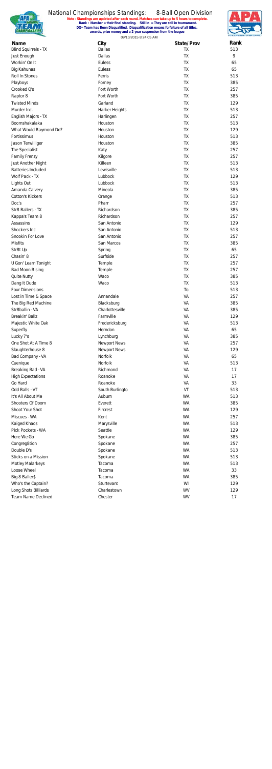# National Championships Standings: 8-Ball Open Division

**Note : Standings are updated after each round. Matches can take up to 5 hours to complete.**
**Rank : Number = their final standing. Still In = They are still in tournament.**
**DQ= Team has Been Disqualified. Disqualification means forfeiture of all titles, awards, prize money and a 2 year suspension from the league**

09/10/2015 8:24:05 AM

| Name | City | State/Prov | Rank |
|---|---|---|---|
| Blind Squirrels - TX | Dallas | TX | 513 |
| Just Enough | Dallas | TX | 9 |
| Workin' On It | Euless | TX | 65 |
| Big Kahunas | Euless | TX | 65 |
| Roll In Stones | Ferris | TX | 513 |
| Playboys | Forney | TX | 385 |
| Crooked Q's | Fort Worth | TX | 257 |
| Raptor 8 | Fort Worth | TX | 385 |
| Twisted Minds | Garland | TX | 129 |
| Murder Inc. | Harker Heights | TX | 513 |
| English Majors - TX | Harlingen | TX | 257 |
| Boomshakalaka | Houston | TX | 513 |
| What Would Raymond Do? | Houston | TX | 129 |
| Fortissimus | Houston | TX | 513 |
| Jason Terwilliger | Houston | TX | 385 |
| The Specialist | Katy | TX | 257 |
| Family Frenzy | Kilgore | TX | 257 |
| Just Another Night | Killeen | TX | 513 |
| Batteries Included | Lewisville | TX | 513 |
| Wolf Pack - TX | Lubbock | TX | 129 |
| Lights Out | Lubbock | TX | 513 |
| Amanda Calvery | Mineola | TX | 385 |
| Cotton's Kickers | Orange | TX | 513 |
| Doc's | Pharr | TX | 257 |
| Str8 Ballers - TX | Richardson | TX | 385 |
| Kappa's Team 8 | Richardson | TX | 257 |
| Assassins | San Antonio | TX | 129 |
| Shockers Inc | San Antonio | TX | 513 |
| Snookin For Love | San Antonio | TX | 257 |
| Misfits | San Marcos | TX | 385 |
| Str8t Up | Spring | TX | 65 |
| Chasin' 8 | Surfside | TX | 257 |
| U Gon' Learn Tonight | Temple | TX | 257 |
| Bad Moon Rising | Temple | TX | 257 |
| Quite Nutty | Waco | TX | 385 |
| Dang It Dude | Waco | TX | 513 |
| Four Dimensions | | To | 513 |
| Lost in Time & Space | Annandale | VA | 257 |
| The Big Red Machine | Blacksburg | VA | 385 |
| Str8ballin - VA | Charlottesville | VA | 385 |
| Breakin' Ballz | Farmville | VA | 129 |
| Majestic White Oak | Fredericksburg | VA | 513 |
| Superfly | Herndon | VA | 65 |
| Lucky 7's | Lynchburg | VA | 385 |
| One Shot At A Time 8 | Newport News | VA | 257 |
| Slaughterhouse 8 | Newport News | VA | 129 |
| Bad Company - VA | Norfolk | VA | 65 |
| Cuenique | Norfolk | VA | 513 |
| Breaking Bad - VA | Richmond | VA | 17 |
| High Expectations | Roanoke | VA | 17 |
| Go Hard | Roanoke | VA | 33 |
| Odd Balls - VT | South Burlingto | VT | 513 |
| It's All About Me | Auburn | WA | 513 |
| Shooters Of Doom | Everett | WA | 385 |
| Shoot Your Shot | Fircrest | WA | 129 |
| Miscues - WA | Kent | WA | 257 |
| Kaiged Khaos | Marysville | WA | 513 |
| Pick Pockets - WA | Seattle | WA | 129 |
| Here We Go | Spokane | WA | 385 |
| Congreg8tion | Spokane | WA | 257 |
| Double D's | Spokane | WA | 513 |
| Sticks on a Mission | Spokane | WA | 513 |
| Motley Malarkeys | Tacoma | WA | 513 |
| Loose Wheel | Tacoma | WA | 33 |
| Big 8 Baller$ | Tacoma | WA | 385 |
| Who's the Captain? | Sturtevant | WI | 129 |
| Long Shots Billiards | Charlestown | WV | 129 |
| Team Name Declined | Chester | WV | 17 |